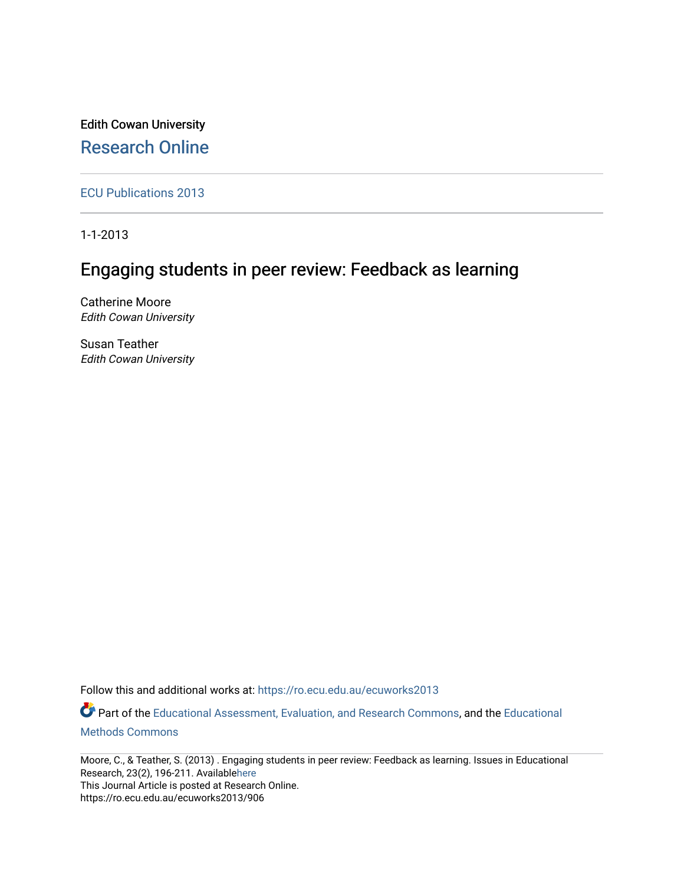Edith Cowan University

Research Online

ECU Publications 2013

1-1-2013

# Engaging students in peer review: Feedback as learning

Catherine Moore
*Edith Cowan University*

Susan Teather
*Edith Cowan University*

Follow this and additional works at: https://ro.ecu.edu.au/ecuworks2013

Part of the Educational Assessment, Evaluation, and Research Commons, and the Educational Methods Commons

Moore, C., & Teather, S. (2013) . Engaging students in peer review: Feedback as learning. Issues in Educational Research, 23(2), 196-211. Availablehere
This Journal Article is posted at Research Online.
https://ro.ecu.edu.au/ecuworks2013/906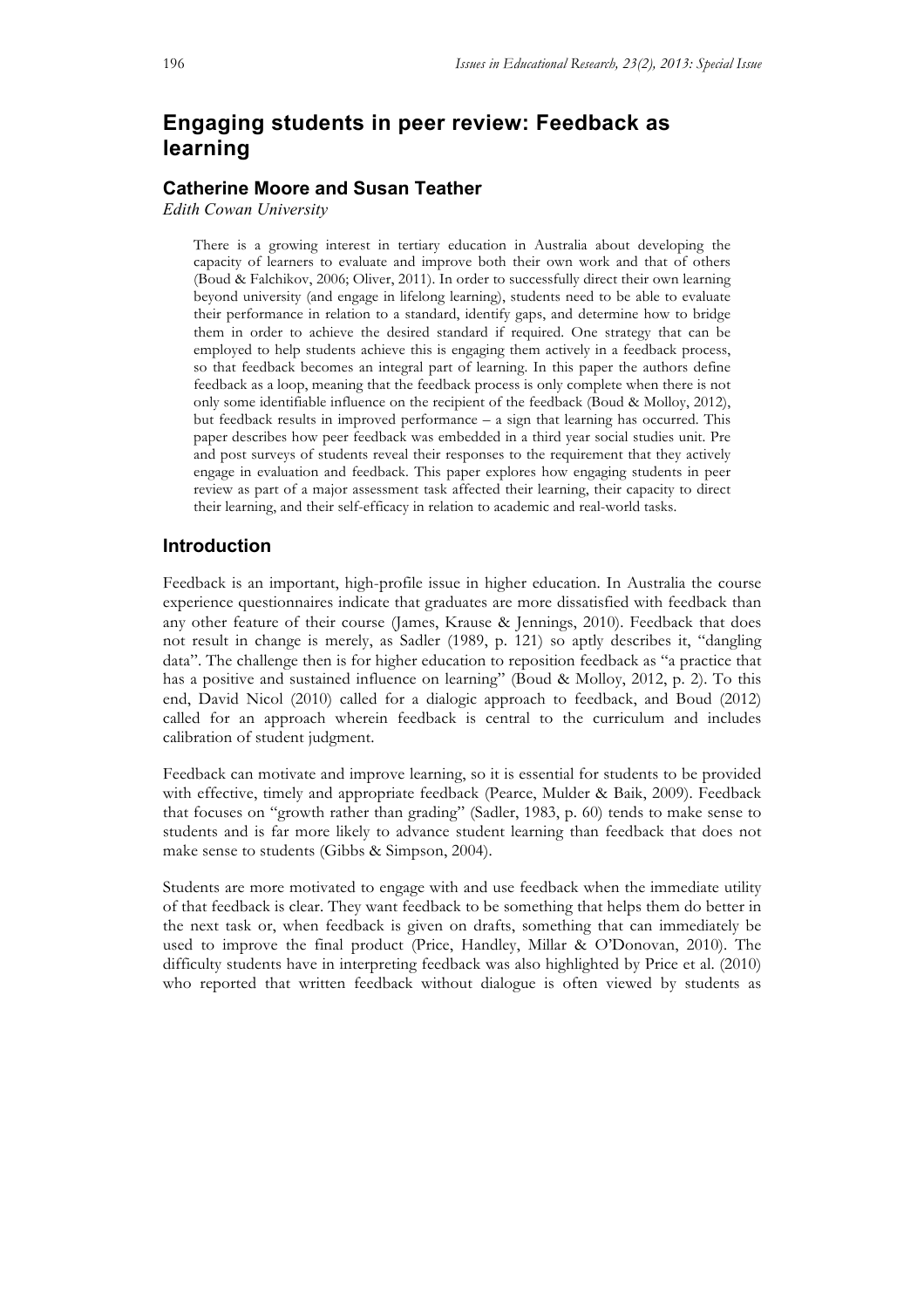# Engaging students in peer review: Feedback as learning

## Catherine Moore and Susan Teather

*Edith Cowan University*

> There is a growing interest in tertiary education in Australia about developing the capacity of learners to evaluate and improve both their own work and that of others (Boud & Falchikov, 2006; Oliver, 2011). In order to successfully direct their own learning beyond university (and engage in lifelong learning), students need to be able to evaluate their performance in relation to a standard, identify gaps, and determine how to bridge them in order to achieve the desired standard if required. One strategy that can be employed to help students achieve this is engaging them actively in a feedback process, so that feedback becomes an integral part of learning. In this paper the authors define feedback as a loop, meaning that the feedback process is only complete when there is not only some identifiable influence on the recipient of the feedback (Boud & Molloy, 2012), but feedback results in improved performance – a sign that learning has occurred. This paper describes how peer feedback was embedded in a third year social studies unit. Pre and post surveys of students reveal their responses to the requirement that they actively engage in evaluation and feedback. This paper explores how engaging students in peer review as part of a major assessment task affected their learning, their capacity to direct their learning, and their self-efficacy in relation to academic and real-world tasks.

## Introduction

Feedback is an important, high-profile issue in higher education. In Australia the course experience questionnaires indicate that graduates are more dissatisfied with feedback than any other feature of their course (James, Krause & Jennings, 2010). Feedback that does not result in change is merely, as Sadler (1989, p. 121) so aptly describes it, "dangling data". The challenge then is for higher education to reposition feedback as "a practice that has a positive and sustained influence on learning" (Boud & Molloy, 2012, p. 2). To this end, David Nicol (2010) called for a dialogic approach to feedback, and Boud (2012) called for an approach wherein feedback is central to the curriculum and includes calibration of student judgment.

Feedback can motivate and improve learning, so it is essential for students to be provided with effective, timely and appropriate feedback (Pearce, Mulder & Baik, 2009). Feedback that focuses on "growth rather than grading" (Sadler, 1983, p. 60) tends to make sense to students and is far more likely to advance student learning than feedback that does not make sense to students (Gibbs & Simpson, 2004).

Students are more motivated to engage with and use feedback when the immediate utility of that feedback is clear. They want feedback to be something that helps them do better in the next task or, when feedback is given on drafts, something that can immediately be used to improve the final product (Price, Handley, Millar & O'Donovan, 2010). The difficulty students have in interpreting feedback was also highlighted by Price et al. (2010) who reported that written feedback without dialogue is often viewed by students as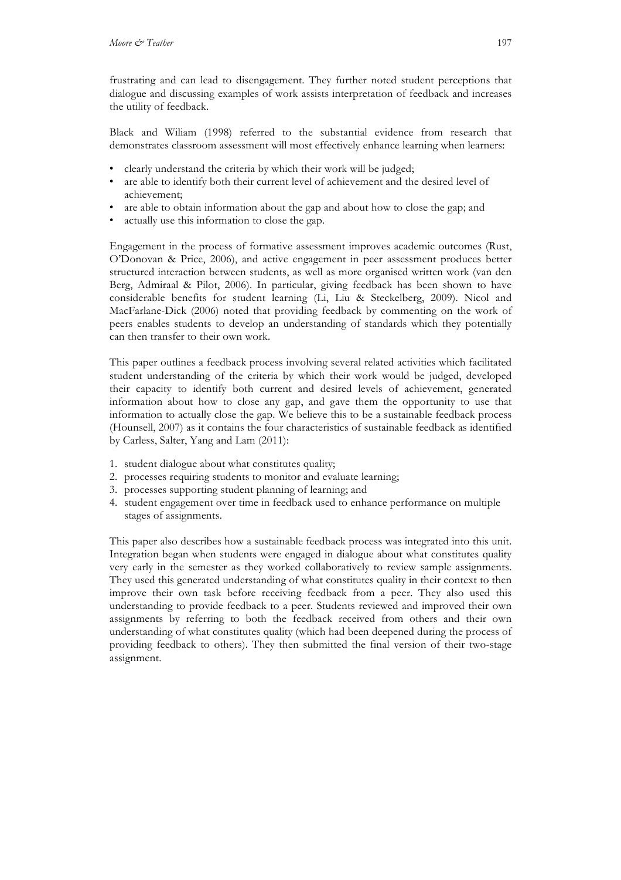frustrating and can lead to disengagement. They further noted student perceptions that dialogue and discussing examples of work assists interpretation of feedback and increases the utility of feedback.

Black and Wiliam (1998) referred to the substantial evidence from research that demonstrates classroom assessment will most effectively enhance learning when learners:

- clearly understand the criteria by which their work will be judged;
- are able to identify both their current level of achievement and the desired level of achievement;
- are able to obtain information about the gap and about how to close the gap; and
- actually use this information to close the gap.

Engagement in the process of formative assessment improves academic outcomes (Rust, O'Donovan & Price, 2006), and active engagement in peer assessment produces better structured interaction between students, as well as more organised written work (van den Berg, Admiraal & Pilot, 2006). In particular, giving feedback has been shown to have considerable benefits for student learning (Li, Liu & Steckelberg, 2009). Nicol and MacFarlane-Dick (2006) noted that providing feedback by commenting on the work of peers enables students to develop an understanding of standards which they potentially can then transfer to their own work.

This paper outlines a feedback process involving several related activities which facilitated student understanding of the criteria by which their work would be judged, developed their capacity to identify both current and desired levels of achievement, generated information about how to close any gap, and gave them the opportunity to use that information to actually close the gap. We believe this to be a sustainable feedback process (Hounsell, 2007) as it contains the four characteristics of sustainable feedback as identified by Carless, Salter, Yang and Lam (2011):

1. student dialogue about what constitutes quality;
2. processes requiring students to monitor and evaluate learning;
3. processes supporting student planning of learning; and
4. student engagement over time in feedback used to enhance performance on multiple stages of assignments.

This paper also describes how a sustainable feedback process was integrated into this unit. Integration began when students were engaged in dialogue about what constitutes quality very early in the semester as they worked collaboratively to review sample assignments. They used this generated understanding of what constitutes quality in their context to then improve their own task before receiving feedback from a peer. They also used this understanding to provide feedback to a peer. Students reviewed and improved their own assignments by referring to both the feedback received from others and their own understanding of what constitutes quality (which had been deepened during the process of providing feedback to others). They then submitted the final version of their two-stage assignment.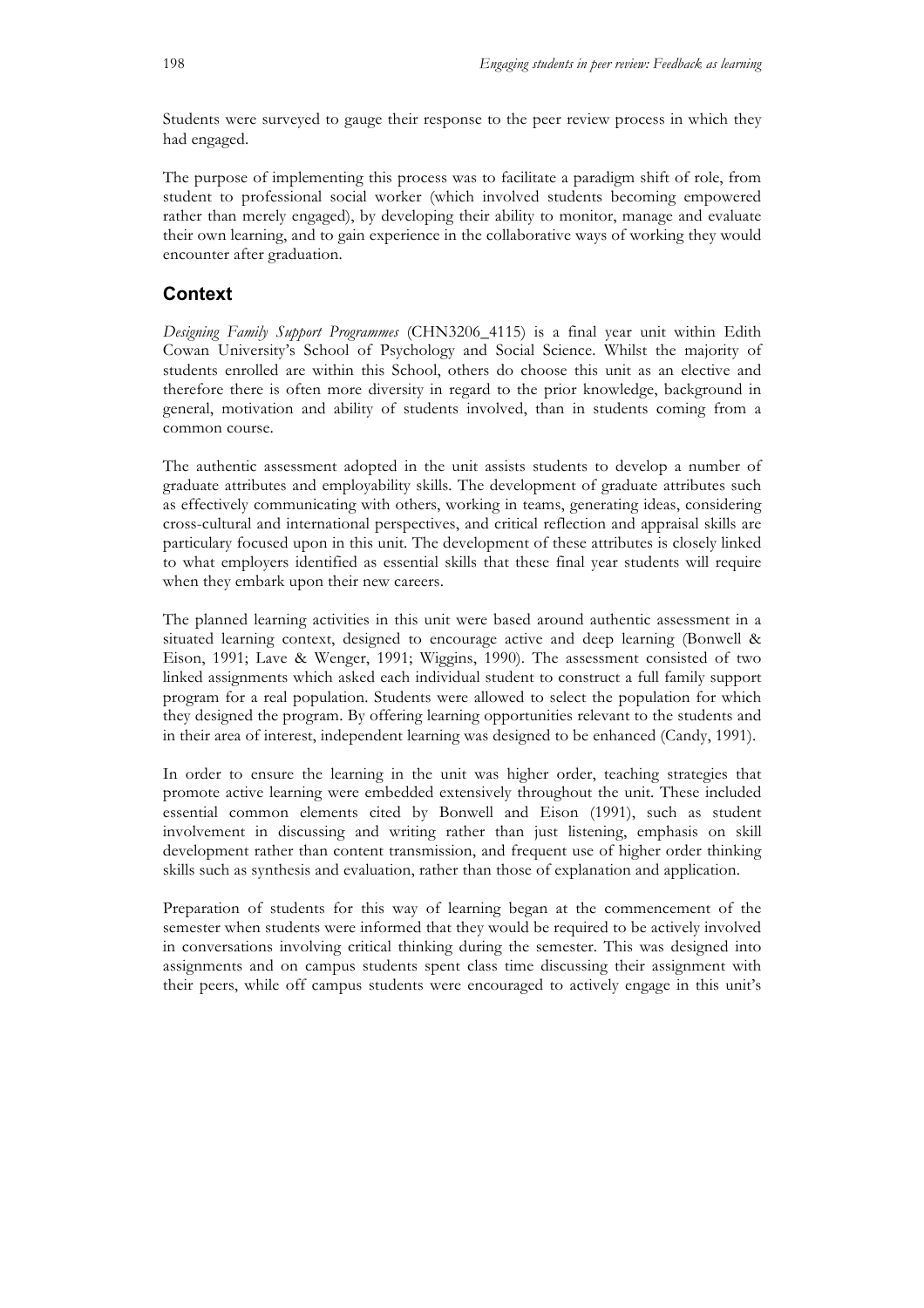Students were surveyed to gauge their response to the peer review process in which they had engaged.

The purpose of implementing this process was to facilitate a paradigm shift of role, from student to professional social worker (which involved students becoming empowered rather than merely engaged), by developing their ability to monitor, manage and evaluate their own learning, and to gain experience in the collaborative ways of working they would encounter after graduation.

## Context

*Designing Family Support Programmes* (CHN3206_4115) is a final year unit within Edith Cowan University's School of Psychology and Social Science. Whilst the majority of students enrolled are within this School, others do choose this unit as an elective and therefore there is often more diversity in regard to the prior knowledge, background in general, motivation and ability of students involved, than in students coming from a common course.

The authentic assessment adopted in the unit assists students to develop a number of graduate attributes and employability skills. The development of graduate attributes such as effectively communicating with others, working in teams, generating ideas, considering cross-cultural and international perspectives, and critical reflection and appraisal skills are particulary focused upon in this unit. The development of these attributes is closely linked to what employers identified as essential skills that these final year students will require when they embark upon their new careers.

The planned learning activities in this unit were based around authentic assessment in a situated learning context, designed to encourage active and deep learning (Bonwell & Eison, 1991; Lave & Wenger, 1991; Wiggins, 1990). The assessment consisted of two linked assignments which asked each individual student to construct a full family support program for a real population. Students were allowed to select the population for which they designed the program. By offering learning opportunities relevant to the students and in their area of interest, independent learning was designed to be enhanced (Candy, 1991).

In order to ensure the learning in the unit was higher order, teaching strategies that promote active learning were embedded extensively throughout the unit. These included essential common elements cited by Bonwell and Eison (1991), such as student involvement in discussing and writing rather than just listening, emphasis on skill development rather than content transmission, and frequent use of higher order thinking skills such as synthesis and evaluation, rather than those of explanation and application.

Preparation of students for this way of learning began at the commencement of the semester when students were informed that they would be required to be actively involved in conversations involving critical thinking during the semester. This was designed into assignments and on campus students spent class time discussing their assignment with their peers, while off campus students were encouraged to actively engage in this unit's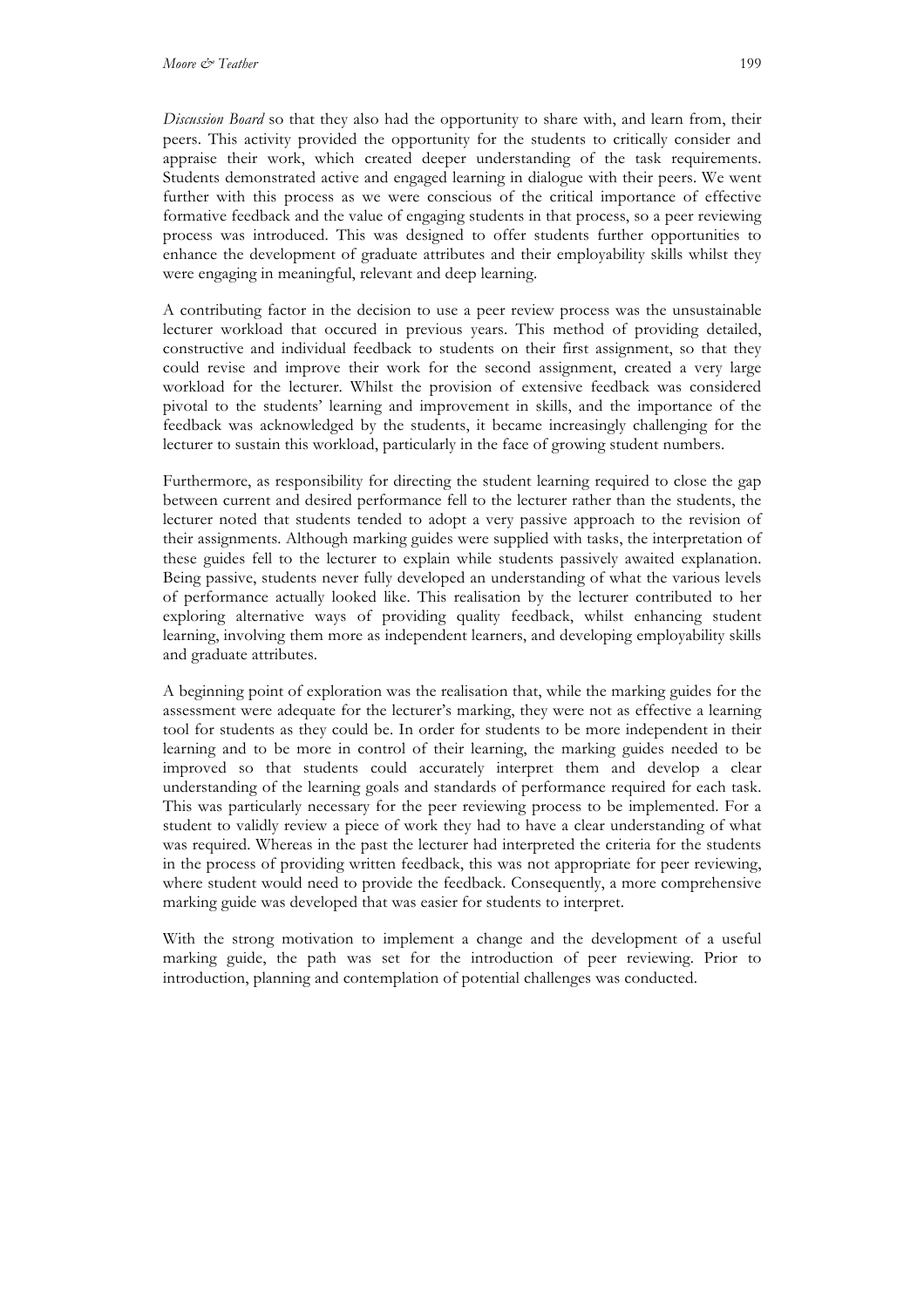*Discussion Board* so that they also had the opportunity to share with, and learn from, their peers. This activity provided the opportunity for the students to critically consider and appraise their work, which created deeper understanding of the task requirements. Students demonstrated active and engaged learning in dialogue with their peers. We went further with this process as we were conscious of the critical importance of effective formative feedback and the value of engaging students in that process, so a peer reviewing process was introduced. This was designed to offer students further opportunities to enhance the development of graduate attributes and their employability skills whilst they were engaging in meaningful, relevant and deep learning.

A contributing factor in the decision to use a peer review process was the unsustainable lecturer workload that occured in previous years. This method of providing detailed, constructive and individual feedback to students on their first assignment, so that they could revise and improve their work for the second assignment, created a very large workload for the lecturer. Whilst the provision of extensive feedback was considered pivotal to the students' learning and improvement in skills, and the importance of the feedback was acknowledged by the students, it became increasingly challenging for the lecturer to sustain this workload, particularly in the face of growing student numbers.

Furthermore, as responsibility for directing the student learning required to close the gap between current and desired performance fell to the lecturer rather than the students, the lecturer noted that students tended to adopt a very passive approach to the revision of their assignments. Although marking guides were supplied with tasks, the interpretation of these guides fell to the lecturer to explain while students passively awaited explanation. Being passive, students never fully developed an understanding of what the various levels of performance actually looked like. This realisation by the lecturer contributed to her exploring alternative ways of providing quality feedback, whilst enhancing student learning, involving them more as independent learners, and developing employability skills and graduate attributes.

A beginning point of exploration was the realisation that, while the marking guides for the assessment were adequate for the lecturer's marking, they were not as effective a learning tool for students as they could be. In order for students to be more independent in their learning and to be more in control of their learning, the marking guides needed to be improved so that students could accurately interpret them and develop a clear understanding of the learning goals and standards of performance required for each task. This was particularly necessary for the peer reviewing process to be implemented. For a student to validly review a piece of work they had to have a clear understanding of what was required. Whereas in the past the lecturer had interpreted the criteria for the students in the process of providing written feedback, this was not appropriate for peer reviewing, where student would need to provide the feedback. Consequently, a more comprehensive marking guide was developed that was easier for students to interpret.

With the strong motivation to implement a change and the development of a useful marking guide, the path was set for the introduction of peer reviewing. Prior to introduction, planning and contemplation of potential challenges was conducted.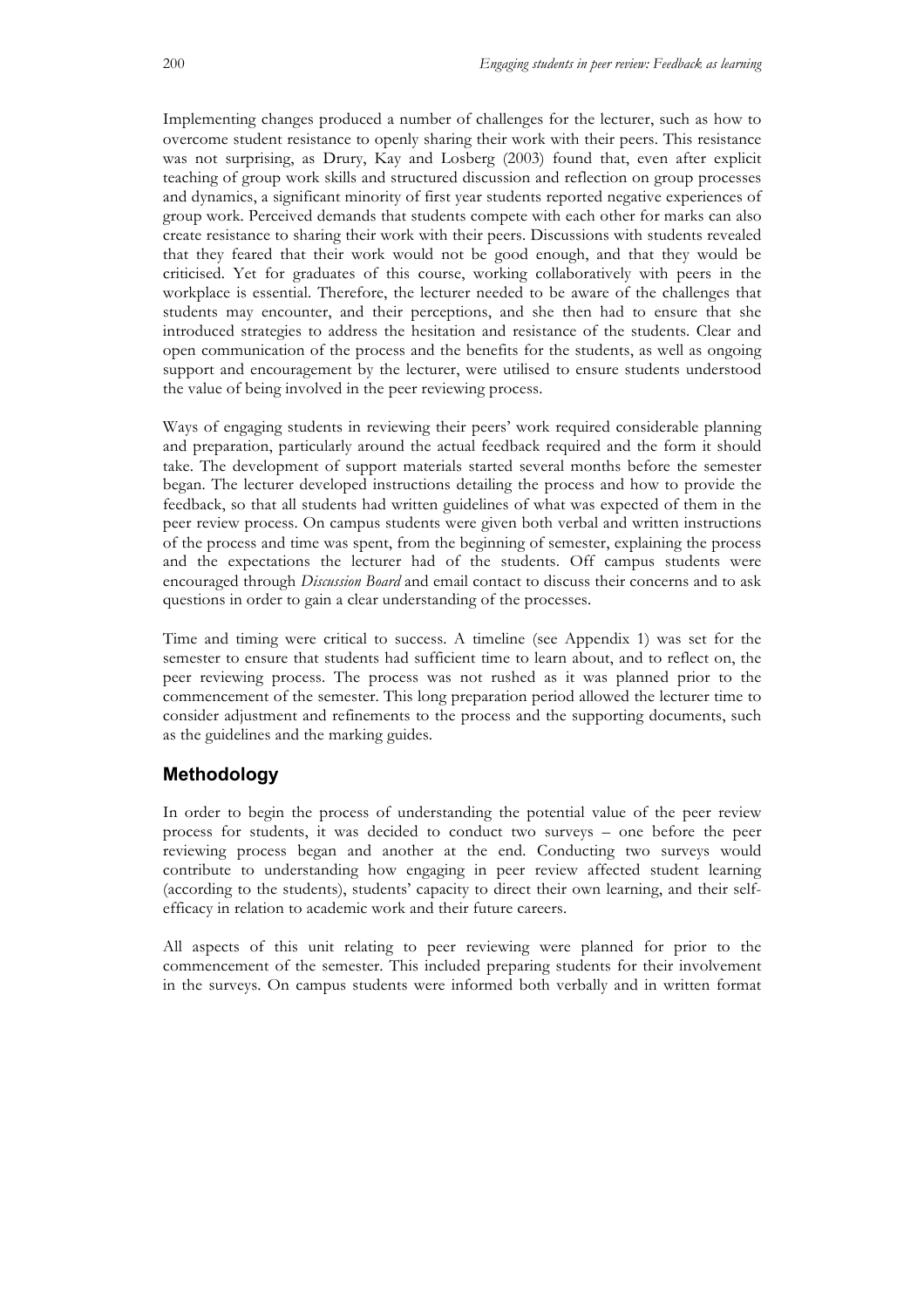Implementing changes produced a number of challenges for the lecturer, such as how to overcome student resistance to openly sharing their work with their peers. This resistance was not surprising, as Drury, Kay and Losberg (2003) found that, even after explicit teaching of group work skills and structured discussion and reflection on group processes and dynamics, a significant minority of first year students reported negative experiences of group work. Perceived demands that students compete with each other for marks can also create resistance to sharing their work with their peers. Discussions with students revealed that they feared that their work would not be good enough, and that they would be criticised. Yet for graduates of this course, working collaboratively with peers in the workplace is essential. Therefore, the lecturer needed to be aware of the challenges that students may encounter, and their perceptions, and she then had to ensure that she introduced strategies to address the hesitation and resistance of the students. Clear and open communication of the process and the benefits for the students, as well as ongoing support and encouragement by the lecturer, were utilised to ensure students understood the value of being involved in the peer reviewing process.

Ways of engaging students in reviewing their peers' work required considerable planning and preparation, particularly around the actual feedback required and the form it should take. The development of support materials started several months before the semester began. The lecturer developed instructions detailing the process and how to provide the feedback, so that all students had written guidelines of what was expected of them in the peer review process. On campus students were given both verbal and written instructions of the process and time was spent, from the beginning of semester, explaining the process and the expectations the lecturer had of the students. Off campus students were encouraged through *Discussion Board* and email contact to discuss their concerns and to ask questions in order to gain a clear understanding of the processes.

Time and timing were critical to success. A timeline (see Appendix 1) was set for the semester to ensure that students had sufficient time to learn about, and to reflect on, the peer reviewing process. The process was not rushed as it was planned prior to the commencement of the semester. This long preparation period allowed the lecturer time to consider adjustment and refinements to the process and the supporting documents, such as the guidelines and the marking guides.

## Methodology

In order to begin the process of understanding the potential value of the peer review process for students, it was decided to conduct two surveys – one before the peer reviewing process began and another at the end. Conducting two surveys would contribute to understanding how engaging in peer review affected student learning (according to the students), students' capacity to direct their own learning, and their self-efficacy in relation to academic work and their future careers.

All aspects of this unit relating to peer reviewing were planned for prior to the commencement of the semester. This included preparing students for their involvement in the surveys. On campus students were informed both verbally and in written format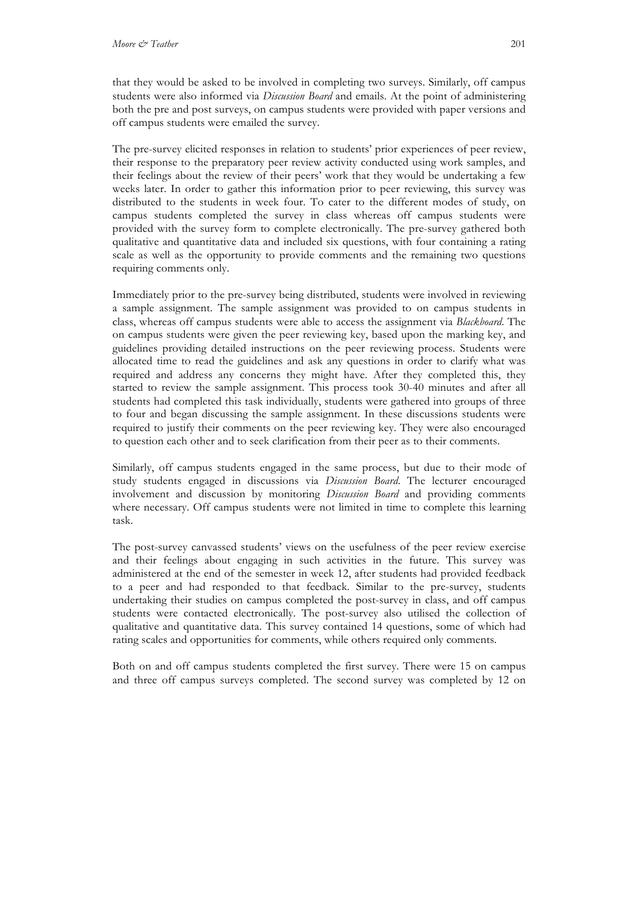that they would be asked to be involved in completing two surveys. Similarly, off campus students were also informed via *Discussion Board* and emails. At the point of administering both the pre and post surveys, on campus students were provided with paper versions and off campus students were emailed the survey.

The pre-survey elicited responses in relation to students' prior experiences of peer review, their response to the preparatory peer review activity conducted using work samples, and their feelings about the review of their peers' work that they would be undertaking a few weeks later. In order to gather this information prior to peer reviewing, this survey was distributed to the students in week four. To cater to the different modes of study, on campus students completed the survey in class whereas off campus students were provided with the survey form to complete electronically. The pre-survey gathered both qualitative and quantitative data and included six questions, with four containing a rating scale as well as the opportunity to provide comments and the remaining two questions requiring comments only.

Immediately prior to the pre-survey being distributed, students were involved in reviewing a sample assignment. The sample assignment was provided to on campus students in class, whereas off campus students were able to access the assignment via *Blackboard*. The on campus students were given the peer reviewing key, based upon the marking key, and guidelines providing detailed instructions on the peer reviewing process. Students were allocated time to read the guidelines and ask any questions in order to clarify what was required and address any concerns they might have. After they completed this, they started to review the sample assignment. This process took 30-40 minutes and after all students had completed this task individually, students were gathered into groups of three to four and began discussing the sample assignment. In these discussions students were required to justify their comments on the peer reviewing key. They were also encouraged to question each other and to seek clarification from their peer as to their comments.

Similarly, off campus students engaged in the same process, but due to their mode of study students engaged in discussions via *Discussion Board*. The lecturer encouraged involvement and discussion by monitoring *Discussion Board* and providing comments where necessary. Off campus students were not limited in time to complete this learning task.

The post-survey canvassed students' views on the usefulness of the peer review exercise and their feelings about engaging in such activities in the future. This survey was administered at the end of the semester in week 12, after students had provided feedback to a peer and had responded to that feedback. Similar to the pre-survey, students undertaking their studies on campus completed the post-survey in class, and off campus students were contacted electronically. The post-survey also utilised the collection of qualitative and quantitative data. This survey contained 14 questions, some of which had rating scales and opportunities for comments, while others required only comments.

Both on and off campus students completed the first survey. There were 15 on campus and three off campus surveys completed. The second survey was completed by 12 on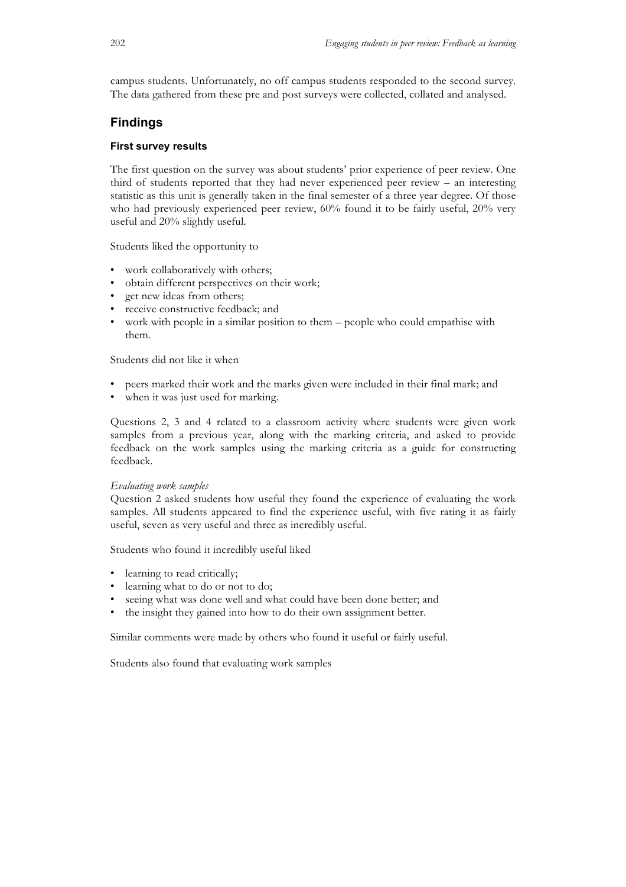campus students. Unfortunately, no off campus students responded to the second survey. The data gathered from these pre and post surveys were collected, collated and analysed.

## Findings

### First survey results

The first question on the survey was about students' prior experience of peer review. One third of students reported that they had never experienced peer review – an interesting statistic as this unit is generally taken in the final semester of a three year degree. Of those who had previously experienced peer review, 60% found it to be fairly useful, 20% very useful and 20% slightly useful.

Students liked the opportunity to

- work collaboratively with others;
- obtain different perspectives on their work;
- get new ideas from others;
- receive constructive feedback; and
- work with people in a similar position to them – people who could empathise with them.

Students did not like it when

- peers marked their work and the marks given were included in their final mark; and
- when it was just used for marking.

Questions 2, 3 and 4 related to a classroom activity where students were given work samples from a previous year, along with the marking criteria, and asked to provide feedback on the work samples using the marking criteria as a guide for constructing feedback.

*Evaluating work samples*

Question 2 asked students how useful they found the experience of evaluating the work samples. All students appeared to find the experience useful, with five rating it as fairly useful, seven as very useful and three as incredibly useful.

Students who found it incredibly useful liked

- learning to read critically;
- learning what to do or not to do;
- seeing what was done well and what could have been done better; and
- the insight they gained into how to do their own assignment better.

Similar comments were made by others who found it useful or fairly useful.

Students also found that evaluating work samples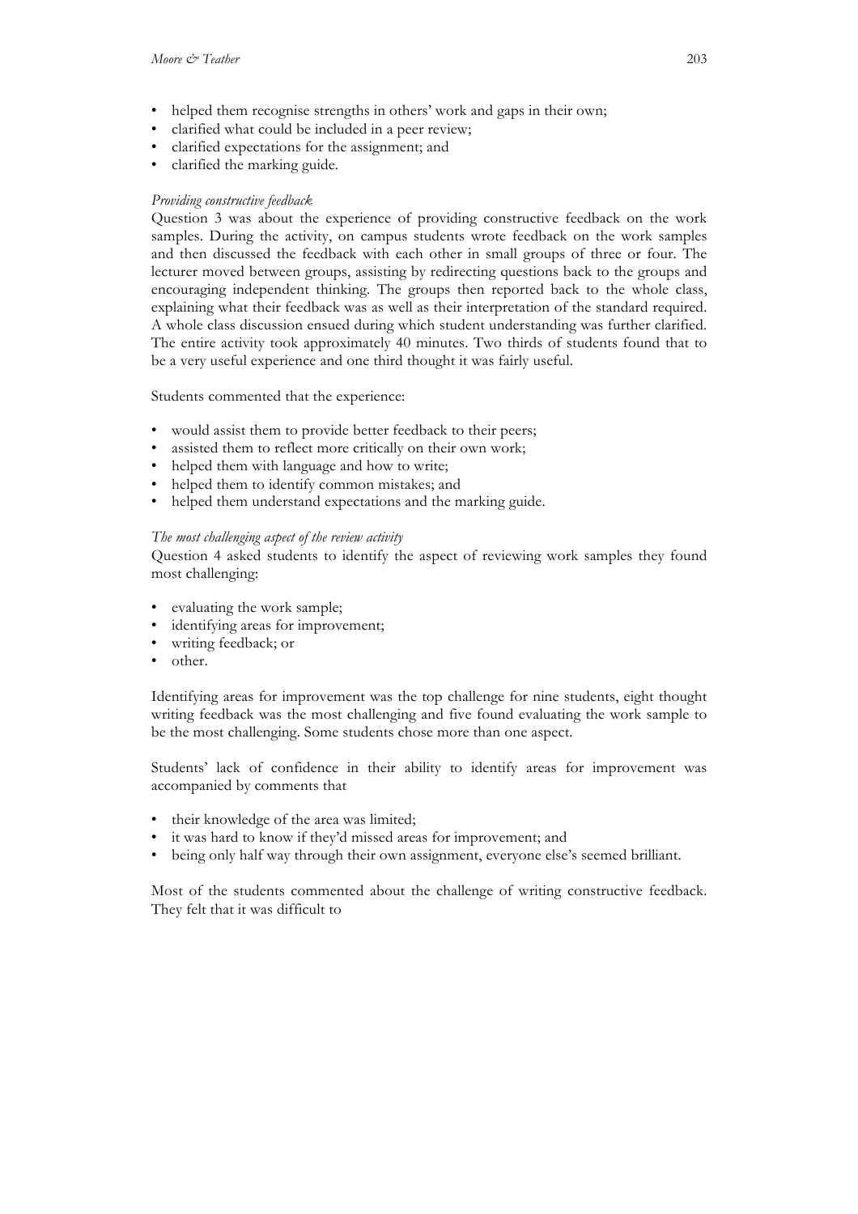- helped them recognise strengths in others' work and gaps in their own;
- clarified what could be included in a peer review;
- clarified expectations for the assignment; and
- clarified the marking guide.

*Providing constructive feedback*

Question 3 was about the experience of providing constructive feedback on the work samples. During the activity, on campus students wrote feedback on the work samples and then discussed the feedback with each other in small groups of three or four. The lecturer moved between groups, assisting by redirecting questions back to the groups and encouraging independent thinking. The groups then reported back to the whole class, explaining what their feedback was as well as their interpretation of the standard required. A whole class discussion ensued during which student understanding was further clarified. The entire activity took approximately 40 minutes. Two thirds of students found that to be a very useful experience and one third thought it was fairly useful.

Students commented that the experience:

- would assist them to provide better feedback to their peers;
- assisted them to reflect more critically on their own work;
- helped them with language and how to write;
- helped them to identify common mistakes; and
- helped them understand expectations and the marking guide.

*The most challenging aspect of the review activity*

Question 4 asked students to identify the aspect of reviewing work samples they found most challenging:

- evaluating the work sample;
- identifying areas for improvement;
- writing feedback; or
- other.

Identifying areas for improvement was the top challenge for nine students, eight thought writing feedback was the most challenging and five found evaluating the work sample to be the most challenging. Some students chose more than one aspect.

Students' lack of confidence in their ability to identify areas for improvement was accompanied by comments that

- their knowledge of the area was limited;
- it was hard to know if they'd missed areas for improvement; and
- being only half way through their own assignment, everyone else's seemed brilliant.

Most of the students commented about the challenge of writing constructive feedback. They felt that it was difficult to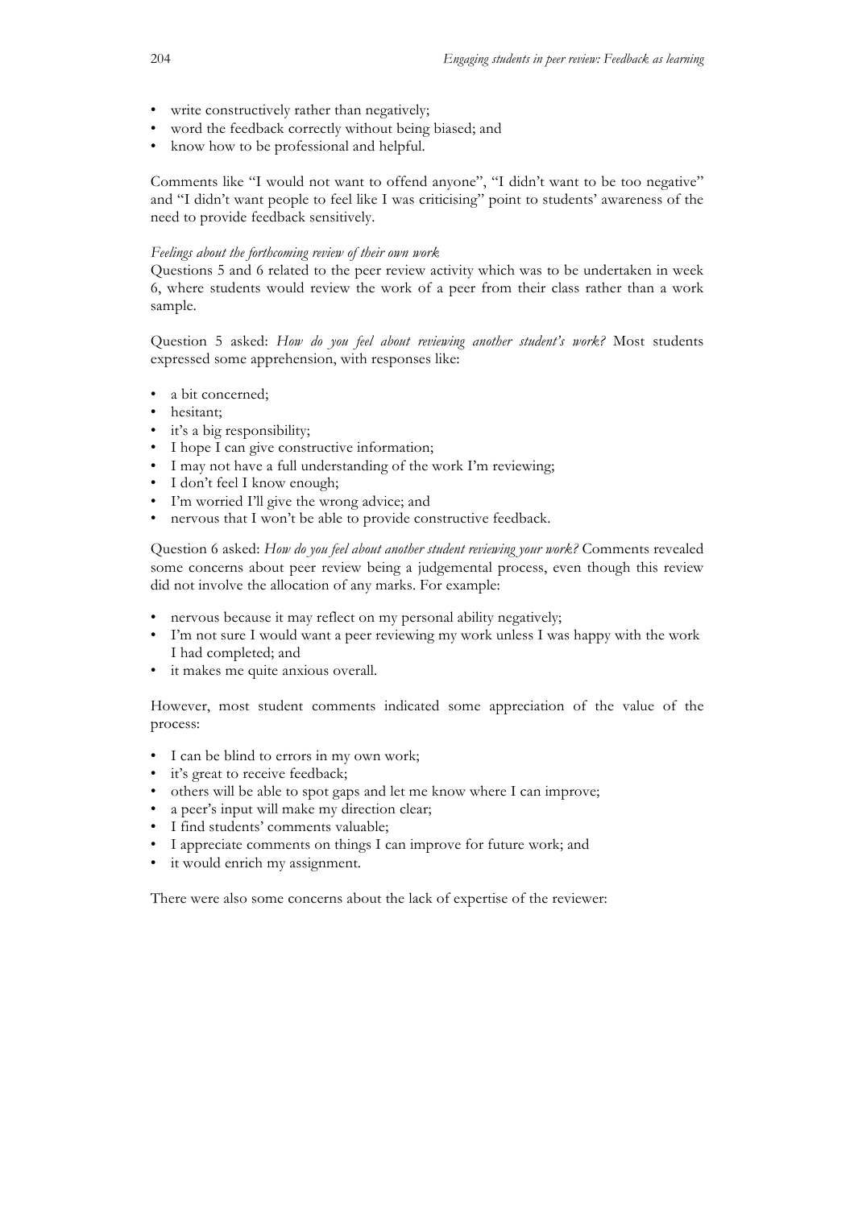- write constructively rather than negatively;
- word the feedback correctly without being biased; and
- know how to be professional and helpful.

Comments like "I would not want to offend anyone", "I didn't want to be too negative" and "I didn't want people to feel like I was criticising" point to students' awareness of the need to provide feedback sensitively.

*Feelings about the forthcoming review of their own work*

Questions 5 and 6 related to the peer review activity which was to be undertaken in week 6, where students would review the work of a peer from their class rather than a work sample.

Question 5 asked: *How do you feel about reviewing another student's work?* Most students expressed some apprehension, with responses like:

- a bit concerned;
- hesitant;
- it's a big responsibility;
- I hope I can give constructive information;
- I may not have a full understanding of the work I'm reviewing;
- I don't feel I know enough;
- I'm worried I'll give the wrong advice; and
- nervous that I won't be able to provide constructive feedback.

Question 6 asked: *How do you feel about another student reviewing your work?* Comments revealed some concerns about peer review being a judgemental process, even though this review did not involve the allocation of any marks. For example:

- nervous because it may reflect on my personal ability negatively;
- I'm not sure I would want a peer reviewing my work unless I was happy with the work I had completed; and
- it makes me quite anxious overall.

However, most student comments indicated some appreciation of the value of the process:

- I can be blind to errors in my own work;
- it's great to receive feedback;
- others will be able to spot gaps and let me know where I can improve;
- a peer's input will make my direction clear;
- I find students' comments valuable;
- I appreciate comments on things I can improve for future work; and
- it would enrich my assignment.

There were also some concerns about the lack of expertise of the reviewer: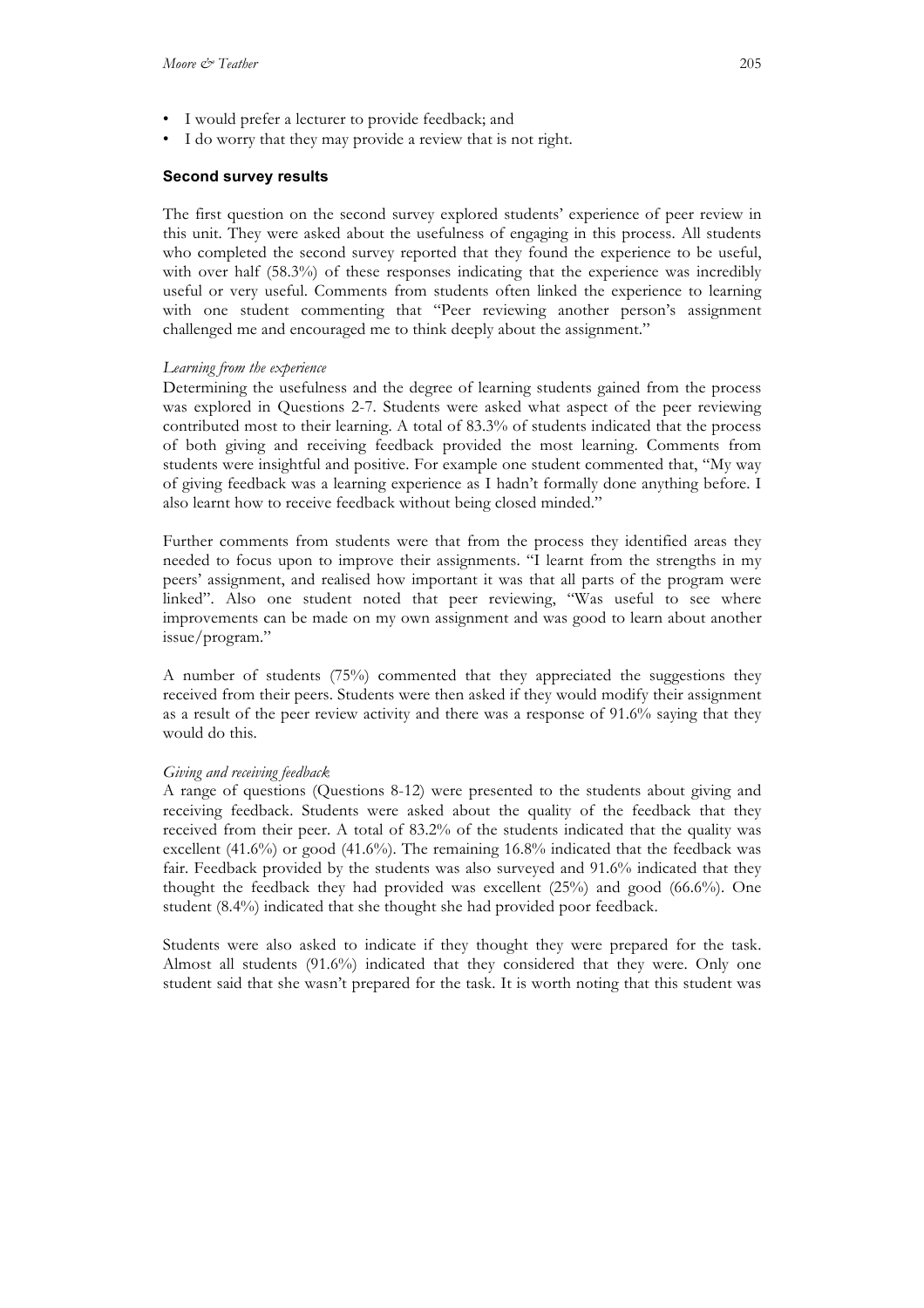- I would prefer a lecturer to provide feedback; and
- I do worry that they may provide a review that is not right.

### Second survey results

The first question on the second survey explored students' experience of peer review in this unit. They were asked about the usefulness of engaging in this process. All students who completed the second survey reported that they found the experience to be useful, with over half (58.3%) of these responses indicating that the experience was incredibly useful or very useful. Comments from students often linked the experience to learning with one student commenting that "Peer reviewing another person's assignment challenged me and encouraged me to think deeply about the assignment."

*Learning from the experience*

Determining the usefulness and the degree of learning students gained from the process was explored in Questions 2-7. Students were asked what aspect of the peer reviewing contributed most to their learning. A total of 83.3% of students indicated that the process of both giving and receiving feedback provided the most learning. Comments from students were insightful and positive. For example one student commented that, "My way of giving feedback was a learning experience as I hadn't formally done anything before. I also learnt how to receive feedback without being closed minded."

Further comments from students were that from the process they identified areas they needed to focus upon to improve their assignments. "I learnt from the strengths in my peers' assignment, and realised how important it was that all parts of the program were linked". Also one student noted that peer reviewing, "Was useful to see where improvements can be made on my own assignment and was good to learn about another issue/program."

A number of students (75%) commented that they appreciated the suggestions they received from their peers. Students were then asked if they would modify their assignment as a result of the peer review activity and there was a response of 91.6% saying that they would do this.

*Giving and receiving feedback*

A range of questions (Questions 8-12) were presented to the students about giving and receiving feedback. Students were asked about the quality of the feedback that they received from their peer. A total of 83.2% of the students indicated that the quality was excellent (41.6%) or good (41.6%). The remaining 16.8% indicated that the feedback was fair. Feedback provided by the students was also surveyed and 91.6% indicated that they thought the feedback they had provided was excellent (25%) and good (66.6%). One student (8.4%) indicated that she thought she had provided poor feedback.

Students were also asked to indicate if they thought they were prepared for the task. Almost all students (91.6%) indicated that they considered that they were. Only one student said that she wasn't prepared for the task. It is worth noting that this student was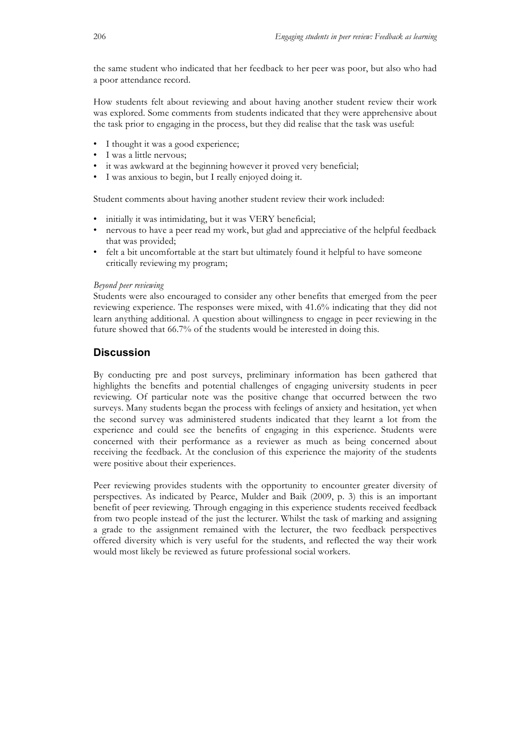the same student who indicated that her feedback to her peer was poor, but also who had a poor attendance record.

How students felt about reviewing and about having another student review their work was explored. Some comments from students indicated that they were apprehensive about the task prior to engaging in the process, but they did realise that the task was useful:

- I thought it was a good experience;
- I was a little nervous;
- it was awkward at the beginning however it proved very beneficial;
- I was anxious to begin, but I really enjoyed doing it.

Student comments about having another student review their work included:

- initially it was intimidating, but it was VERY beneficial;
- nervous to have a peer read my work, but glad and appreciative of the helpful feedback that was provided;
- felt a bit uncomfortable at the start but ultimately found it helpful to have someone critically reviewing my program;

*Beyond peer reviewing*

Students were also encouraged to consider any other benefits that emerged from the peer reviewing experience. The responses were mixed, with 41.6% indicating that they did not learn anything additional. A question about willingness to engage in peer reviewing in the future showed that 66.7% of the students would be interested in doing this.

## Discussion

By conducting pre and post surveys, preliminary information has been gathered that highlights the benefits and potential challenges of engaging university students in peer reviewing. Of particular note was the positive change that occurred between the two surveys. Many students began the process with feelings of anxiety and hesitation, yet when the second survey was administered students indicated that they learnt a lot from the experience and could see the benefits of engaging in this experience. Students were concerned with their performance as a reviewer as much as being concerned about receiving the feedback. At the conclusion of this experience the majority of the students were positive about their experiences.

Peer reviewing provides students with the opportunity to encounter greater diversity of perspectives. As indicated by Pearce, Mulder and Baik (2009, p. 3) this is an important benefit of peer reviewing. Through engaging in this experience students received feedback from two people instead of the just the lecturer. Whilst the task of marking and assigning a grade to the assignment remained with the lecturer, the two feedback perspectives offered diversity which is very useful for the students, and reflected the way their work would most likely be reviewed as future professional social workers.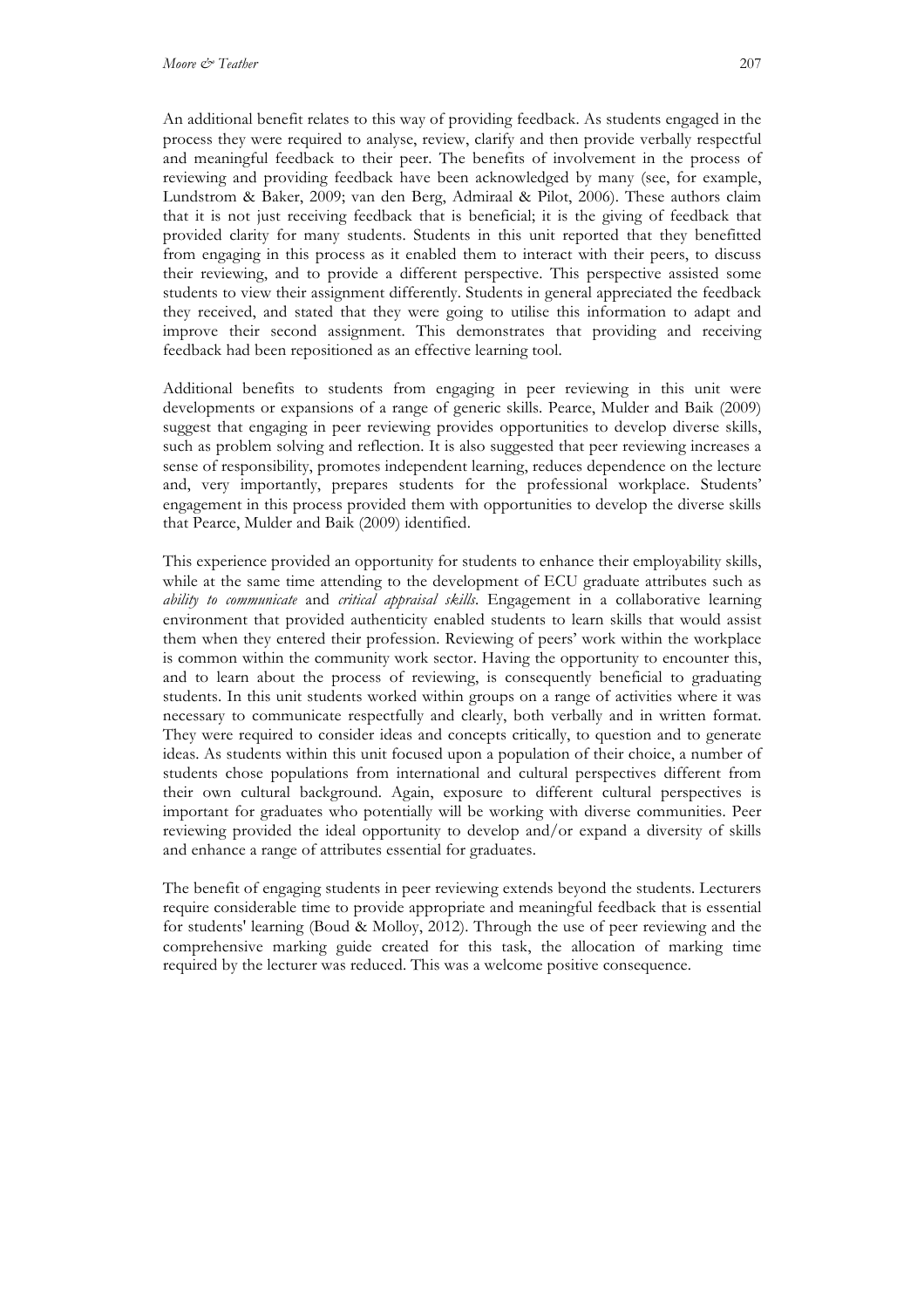An additional benefit relates to this way of providing feedback. As students engaged in the process they were required to analyse, review, clarify and then provide verbally respectful and meaningful feedback to their peer. The benefits of involvement in the process of reviewing and providing feedback have been acknowledged by many (see, for example, Lundstrom & Baker, 2009; van den Berg, Admiraal & Pilot, 2006). These authors claim that it is not just receiving feedback that is beneficial; it is the giving of feedback that provided clarity for many students. Students in this unit reported that they benefitted from engaging in this process as it enabled them to interact with their peers, to discuss their reviewing, and to provide a different perspective. This perspective assisted some students to view their assignment differently. Students in general appreciated the feedback they received, and stated that they were going to utilise this information to adapt and improve their second assignment. This demonstrates that providing and receiving feedback had been repositioned as an effective learning tool.

Additional benefits to students from engaging in peer reviewing in this unit were developments or expansions of a range of generic skills. Pearce, Mulder and Baik (2009) suggest that engaging in peer reviewing provides opportunities to develop diverse skills, such as problem solving and reflection. It is also suggested that peer reviewing increases a sense of responsibility, promotes independent learning, reduces dependence on the lecture and, very importantly, prepares students for the professional workplace. Students' engagement in this process provided them with opportunities to develop the diverse skills that Pearce, Mulder and Baik (2009) identified.

This experience provided an opportunity for students to enhance their employability skills, while at the same time attending to the development of ECU graduate attributes such as *ability to communicate* and *critical appraisal skills*. Engagement in a collaborative learning environment that provided authenticity enabled students to learn skills that would assist them when they entered their profession. Reviewing of peers' work within the workplace is common within the community work sector. Having the opportunity to encounter this, and to learn about the process of reviewing, is consequently beneficial to graduating students. In this unit students worked within groups on a range of activities where it was necessary to communicate respectfully and clearly, both verbally and in written format. They were required to consider ideas and concepts critically, to question and to generate ideas. As students within this unit focused upon a population of their choice, a number of students chose populations from international and cultural perspectives different from their own cultural background. Again, exposure to different cultural perspectives is important for graduates who potentially will be working with diverse communities. Peer reviewing provided the ideal opportunity to develop and/or expand a diversity of skills and enhance a range of attributes essential for graduates.

The benefit of engaging students in peer reviewing extends beyond the students. Lecturers require considerable time to provide appropriate and meaningful feedback that is essential for students' learning (Boud & Molloy, 2012). Through the use of peer reviewing and the comprehensive marking guide created for this task, the allocation of marking time required by the lecturer was reduced. This was a welcome positive consequence.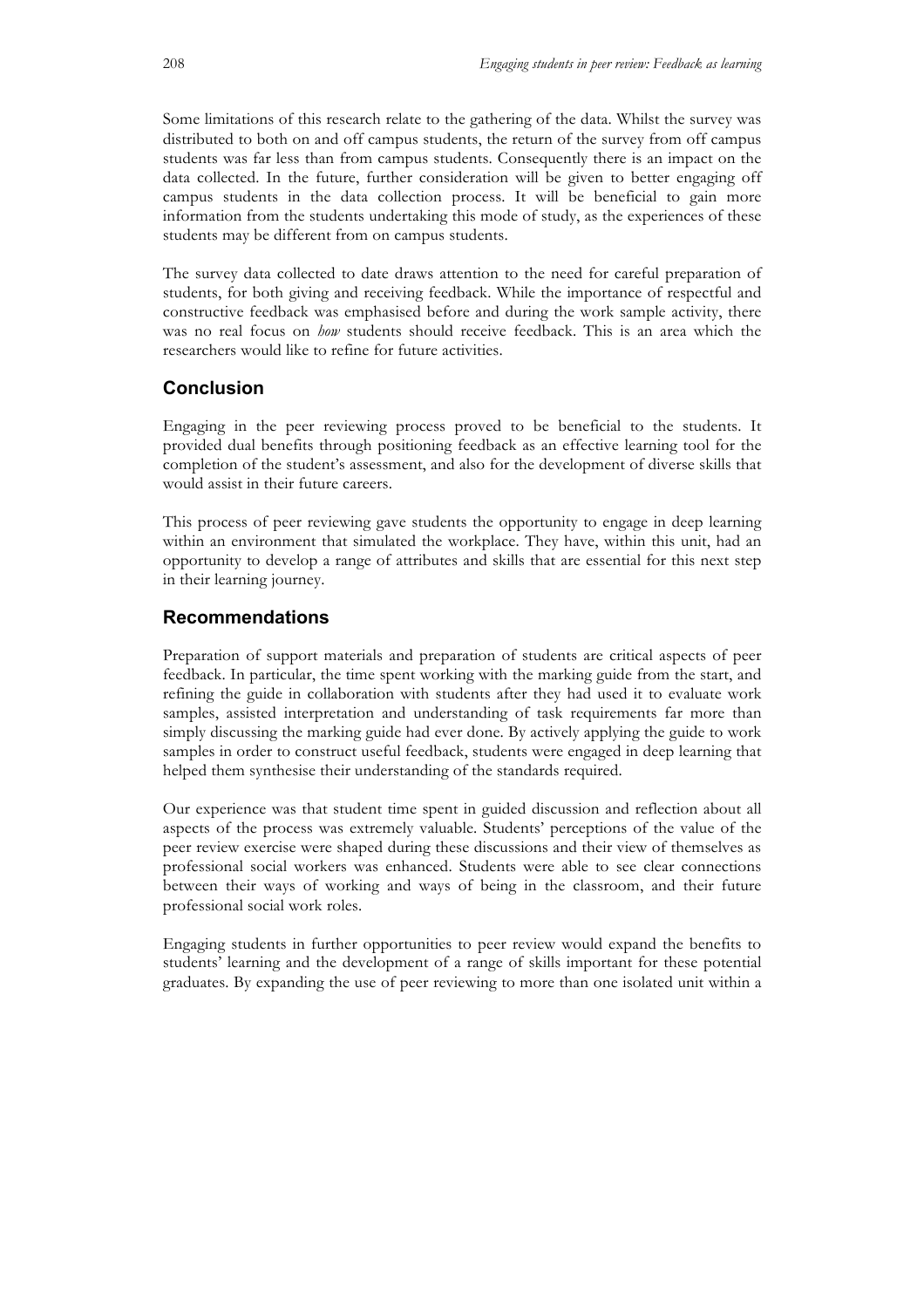Some limitations of this research relate to the gathering of the data. Whilst the survey was distributed to both on and off campus students, the return of the survey from off campus students was far less than from campus students. Consequently there is an impact on the data collected. In the future, further consideration will be given to better engaging off campus students in the data collection process. It will be beneficial to gain more information from the students undertaking this mode of study, as the experiences of these students may be different from on campus students.

The survey data collected to date draws attention to the need for careful preparation of students, for both giving and receiving feedback. While the importance of respectful and constructive feedback was emphasised before and during the work sample activity, there was no real focus on *how* students should receive feedback. This is an area which the researchers would like to refine for future activities.

## Conclusion

Engaging in the peer reviewing process proved to be beneficial to the students. It provided dual benefits through positioning feedback as an effective learning tool for the completion of the student's assessment, and also for the development of diverse skills that would assist in their future careers.

This process of peer reviewing gave students the opportunity to engage in deep learning within an environment that simulated the workplace. They have, within this unit, had an opportunity to develop a range of attributes and skills that are essential for this next step in their learning journey.

## Recommendations

Preparation of support materials and preparation of students are critical aspects of peer feedback. In particular, the time spent working with the marking guide from the start, and refining the guide in collaboration with students after they had used it to evaluate work samples, assisted interpretation and understanding of task requirements far more than simply discussing the marking guide had ever done. By actively applying the guide to work samples in order to construct useful feedback, students were engaged in deep learning that helped them synthesise their understanding of the standards required.

Our experience was that student time spent in guided discussion and reflection about all aspects of the process was extremely valuable. Students' perceptions of the value of the peer review exercise were shaped during these discussions and their view of themselves as professional social workers was enhanced. Students were able to see clear connections between their ways of working and ways of being in the classroom, and their future professional social work roles.

Engaging students in further opportunities to peer review would expand the benefits to students' learning and the development of a range of skills important for these potential graduates. By expanding the use of peer reviewing to more than one isolated unit within a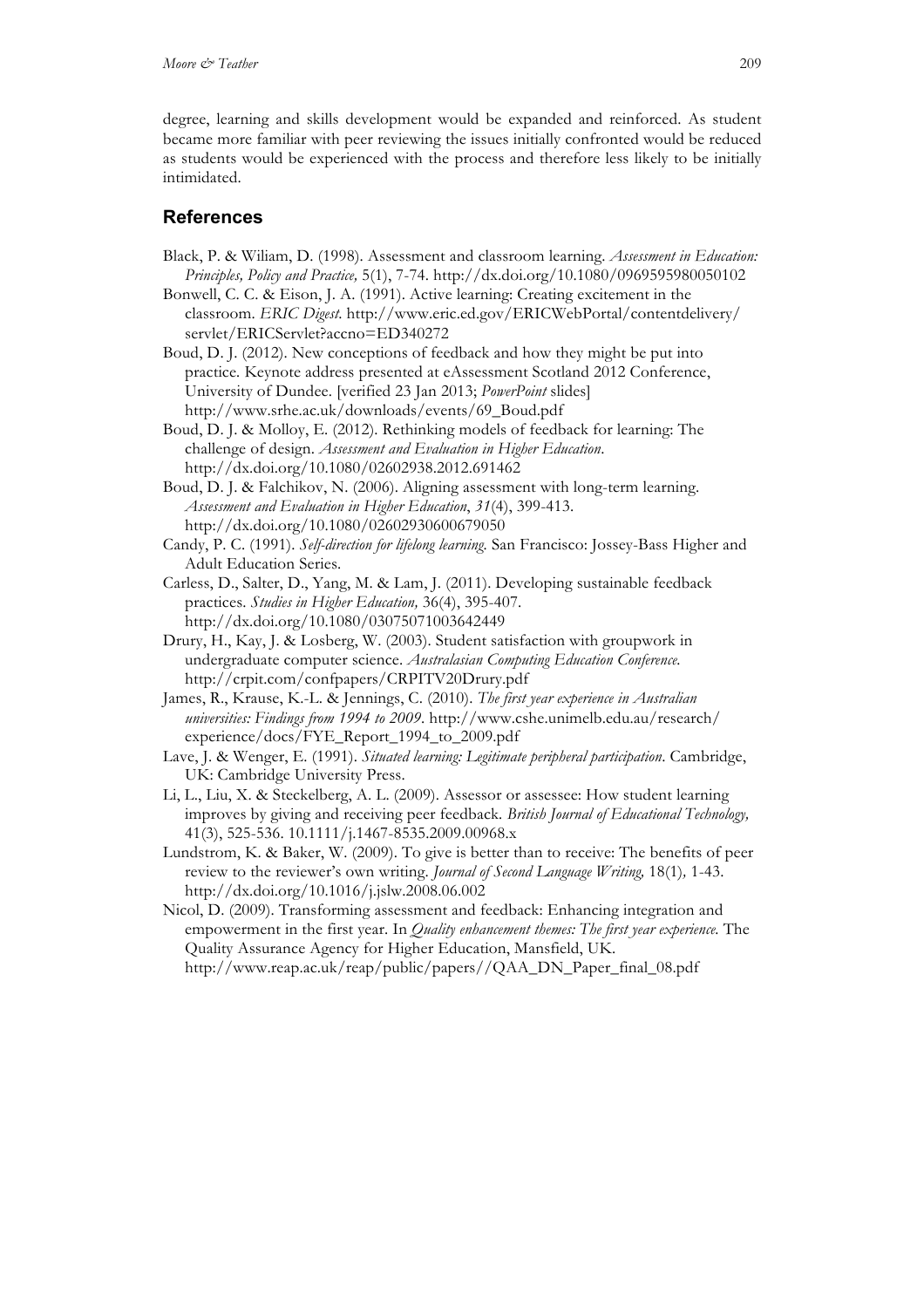degree, learning and skills development would be expanded and reinforced. As student became more familiar with peer reviewing the issues initially confronted would be reduced as students would be experienced with the process and therefore less likely to be initially intimidated.

## References

Black, P. & Wiliam, D. (1998). Assessment and classroom learning. *Assessment in Education: Principles, Policy and Practice,* 5(1), 7-74. http://dx.doi.org/10.1080/0969595980050102

Bonwell, C. C. & Eison, J. A. (1991). Active learning: Creating excitement in the classroom. *ERIC Digest*. http://www.eric.ed.gov/ERICWebPortal/contentdelivery/servlet/ERICServlet?accno=ED340272

Boud, D. J. (2012). New conceptions of feedback and how they might be put into practice. Keynote address presented at eAssessment Scotland 2012 Conference, University of Dundee. [verified 23 Jan 2013; *PowerPoint* slides] http://www.srhe.ac.uk/downloads/events/69_Boud.pdf

Boud, D. J. & Molloy, E. (2012). Rethinking models of feedback for learning: The challenge of design. *Assessment and Evaluation in Higher Education*. http://dx.doi.org/10.1080/02602938.2012.691462

Boud, D. J. & Falchikov, N. (2006). Aligning assessment with long-term learning. *Assessment and Evaluation in Higher Education*, *31*(4), 399-413. http://dx.doi.org/10.1080/02602930600679050

Candy, P. C. (1991). *Self-direction for lifelong learning.* San Francisco: Jossey-Bass Higher and Adult Education Series.

Carless, D., Salter, D., Yang, M. & Lam, J. (2011). Developing sustainable feedback practices. *Studies in Higher Education,* 36(4), 395-407. http://dx.doi.org/10.1080/03075071003642449

Drury, H., Kay, J. & Losberg, W. (2003). Student satisfaction with groupwork in undergraduate computer science. *Australasian Computing Education Conference.* http://crpit.com/confpapers/CRPITV20Drury.pdf

James, R., Krause, K.-L. & Jennings, C. (2010). *The first year experience in Australian universities: Findings from 1994 to 2009*. http://www.cshe.unimelb.edu.au/research/experience/docs/FYE_Report_1994_to_2009.pdf

Lave, J. & Wenger, E. (1991). *Situated learning: Legitimate peripheral participation*. Cambridge, UK: Cambridge University Press.

Li, L., Liu, X. & Steckelberg, A. L. (2009). Assessor or assessee: How student learning improves by giving and receiving peer feedback. *British Journal of Educational Technology,* 41(3), 525-536. 10.1111/j.1467-8535.2009.00968.x

Lundstrom, K. & Baker, W. (2009). To give is better than to receive: The benefits of peer review to the reviewer's own writing. *Journal of Second Language Writing,* 18(1)*,* 1-43. http://dx.doi.org/10.1016/j.jslw.2008.06.002

Nicol, D. (2009). Transforming assessment and feedback: Enhancing integration and empowerment in the first year. In *Quality enhancement themes: The first year experience.* The Quality Assurance Agency for Higher Education, Mansfield, UK. http://www.reap.ac.uk/reap/public/papers//QAA_DN_Paper_final_08.pdf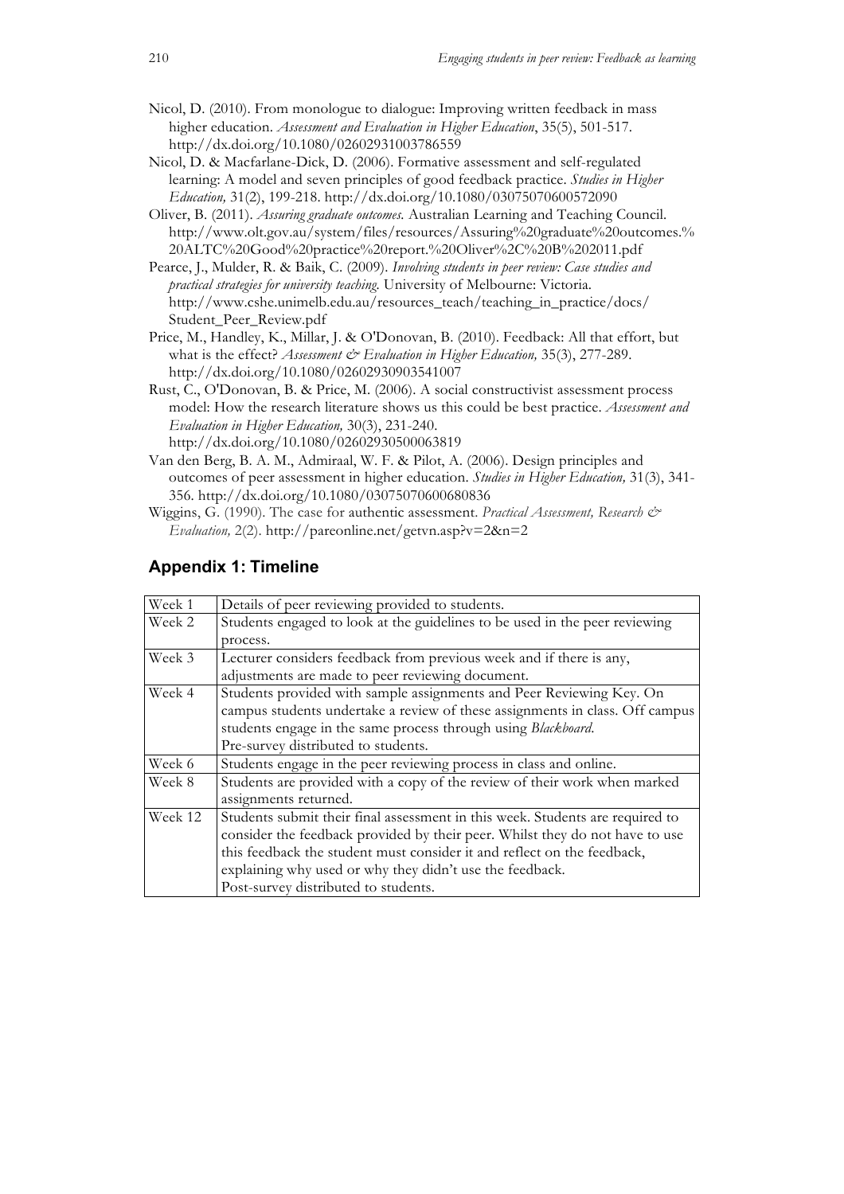Nicol, D. (2010). From monologue to dialogue: Improving written feedback in mass higher education. *Assessment and Evaluation in Higher Education*, 35(5), 501-517. http://dx.doi.org/10.1080/02602931003786559

Nicol, D. & Macfarlane-Dick, D. (2006). Formative assessment and self-regulated learning: A model and seven principles of good feedback practice. *Studies in Higher Education,* 31(2), 199-218. http://dx.doi.org/10.1080/03075070600572090

Oliver, B. (2011). *Assuring graduate outcomes.* Australian Learning and Teaching Council. http://www.olt.gov.au/system/files/resources/Assuring%20graduate%20outcomes.%20ALTC%20Good%20practice%20report.%20Oliver%2C%20B%202011.pdf

Pearce, J., Mulder, R. & Baik, C. (2009). *Involving students in peer review: Case studies and practical strategies for university teaching.* University of Melbourne: Victoria. http://www.cshe.unimelb.edu.au/resources_teach/teaching_in_practice/docs/Student_Peer_Review.pdf

Price, M., Handley, K., Millar, J. & O'Donovan, B. (2010). Feedback: All that effort, but what is the effect? *Assessment & Evaluation in Higher Education,* 35(3), 277-289. http://dx.doi.org/10.1080/02602930903541007

Rust, C., O'Donovan, B. & Price, M. (2006). A social constructivist assessment process model: How the research literature shows us this could be best practice. *Assessment and Evaluation in Higher Education,* 30(3), 231-240. http://dx.doi.org/10.1080/02602930500063819

Van den Berg, B. A. M., Admiraal, W. F. & Pilot, A. (2006). Design principles and outcomes of peer assessment in higher education. *Studies in Higher Education,* 31(3), 341-356. http://dx.doi.org/10.1080/03075070600680836

Wiggins, G. (1990). The case for authentic assessment. *Practical Assessment, Research & Evaluation,* 2(2). http://pareonline.net/getvn.asp?v=2&n=2

## Appendix 1: Timeline

| | |
|---|---|
| Week 1 | Details of peer reviewing provided to students. |
| Week 2 | Students engaged to look at the guidelines to be used in the peer reviewing process. |
| Week 3 | Lecturer considers feedback from previous week and if there is any, adjustments are made to peer reviewing document. |
| Week 4 | Students provided with sample assignments and Peer Reviewing Key. On campus students undertake a review of these assignments in class. Off campus students engage in the same process through using *Blackboard*.<br>Pre-survey distributed to students. |
| Week 6 | Students engage in the peer reviewing process in class and online. |
| Week 8 | Students are provided with a copy of the review of their work when marked assignments returned. |
| Week 12 | Students submit their final assessment in this week. Students are required to consider the feedback provided by their peer. Whilst they do not have to use this feedback the student must consider it and reflect on the feedback, explaining why used or why they didn't use the feedback.<br>Post-survey distributed to students. |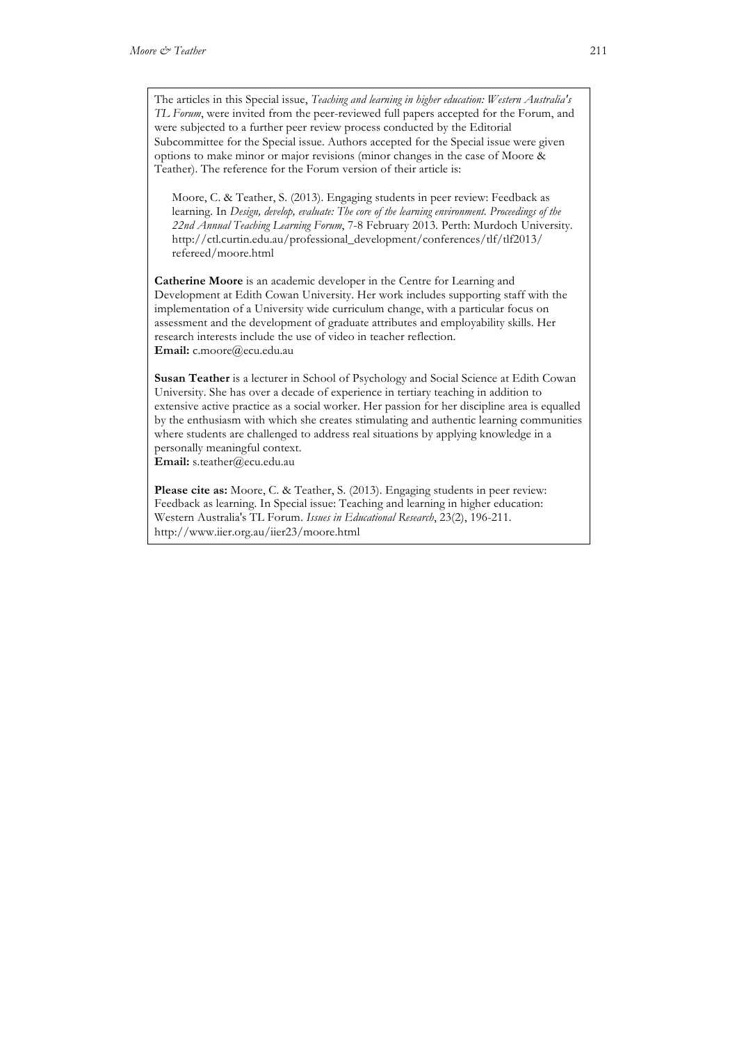The articles in this Special issue, *Teaching and learning in higher education: Western Australia's TL Forum*, were invited from the peer-reviewed full papers accepted for the Forum, and were subjected to a further peer review process conducted by the Editorial Subcommittee for the Special issue. Authors accepted for the Special issue were given options to make minor or major revisions (minor changes in the case of Moore & Teather). The reference for the Forum version of their article is:

> Moore, C. & Teather, S. (2013). Engaging students in peer review: Feedback as learning. In *Design, develop, evaluate: The core of the learning environment. Proceedings of the 22nd Annual Teaching Learning Forum*, 7-8 February 2013. Perth: Murdoch University. http://ctl.curtin.edu.au/professional_development/conferences/tlf/tlf2013/refereed/moore.html

**Catherine Moore** is an academic developer in the Centre for Learning and Development at Edith Cowan University. Her work includes supporting staff with the implementation of a University wide curriculum change, with a particular focus on assessment and the development of graduate attributes and employability skills. Her research interests include the use of video in teacher reflection.
**Email:** c.moore@ecu.edu.au

**Susan Teather** is a lecturer in School of Psychology and Social Science at Edith Cowan University. She has over a decade of experience in tertiary teaching in addition to extensive active practice as a social worker. Her passion for her discipline area is equalled by the enthusiasm with which she creates stimulating and authentic learning communities where students are challenged to address real situations by applying knowledge in a personally meaningful context.
**Email:** s.teather@ecu.edu.au

**Please cite as:** Moore, C. & Teather, S. (2013). Engaging students in peer review: Feedback as learning. In Special issue: Teaching and learning in higher education: Western Australia's TL Forum. *Issues in Educational Research*, 23(2), 196-211. http://www.iier.org.au/iier23/moore.html